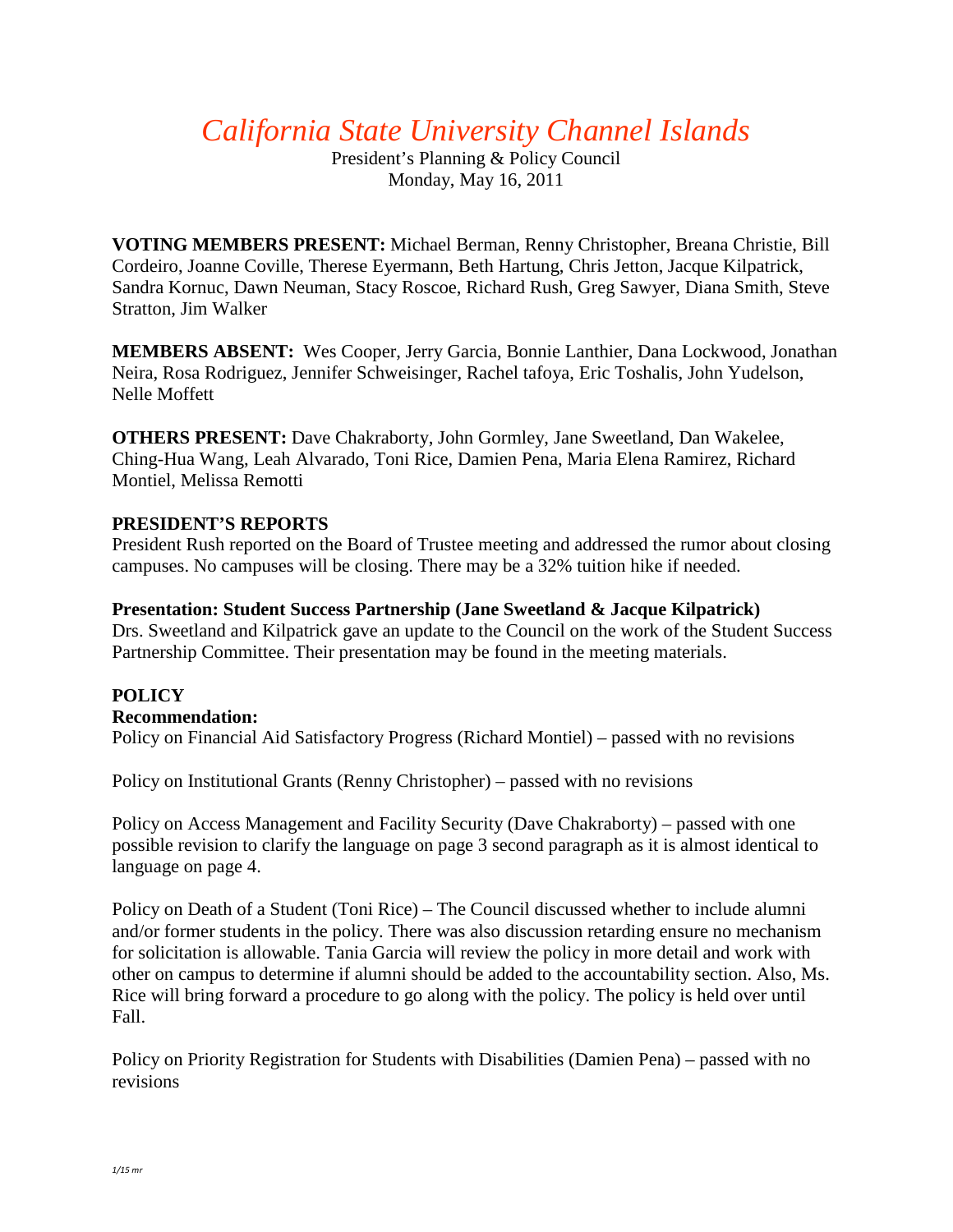# *California State University Channel Islands*

President's Planning & Policy Council
Monday, May 16, 2011

**VOTING MEMBERS PRESENT:** Michael Berman, Renny Christopher, Breana Christie, Bill Cordeiro, Joanne Coville, Therese Eyermann, Beth Hartung, Chris Jetton, Jacque Kilpatrick, Sandra Kornuc, Dawn Neuman, Stacy Roscoe, Richard Rush, Greg Sawyer, Diana Smith, Steve Stratton, Jim Walker

**MEMBERS ABSENT:** Wes Cooper, Jerry Garcia, Bonnie Lanthier, Dana Lockwood, Jonathan Neira, Rosa Rodriguez, Jennifer Schweisinger, Rachel tafoya, Eric Toshalis, John Yudelson, Nelle Moffett

**OTHERS PRESENT:** Dave Chakraborty, John Gormley, Jane Sweetland, Dan Wakelee, Ching-Hua Wang, Leah Alvarado, Toni Rice, Damien Pena, Maria Elena Ramirez, Richard Montiel, Melissa Remotti

**PRESIDENT'S REPORTS**

President Rush reported on the Board of Trustee meeting and addressed the rumor about closing campuses. No campuses will be closing. There may be a 32% tuition hike if needed.

**Presentation: Student Success Partnership (Jane Sweetland & Jacque Kilpatrick)**

Drs. Sweetland and Kilpatrick gave an update to the Council on the work of the Student Success Partnership Committee. Their presentation may be found in the meeting materials.

**POLICY**

**Recommendation:**

Policy on Financial Aid Satisfactory Progress (Richard Montiel) – passed with no revisions

Policy on Institutional Grants (Renny Christopher) – passed with no revisions

Policy on Access Management and Facility Security (Dave Chakraborty) – passed with one possible revision to clarify the language on page 3 second paragraph as it is almost identical to language on page 4.

Policy on Death of a Student (Toni Rice) – The Council discussed whether to include alumni and/or former students in the policy. There was also discussion retarding ensure no mechanism for solicitation is allowable. Tania Garcia will review the policy in more detail and work with other on campus to determine if alumni should be added to the accountability section. Also, Ms. Rice will bring forward a procedure to go along with the policy. The policy is held over until Fall.

Policy on Priority Registration for Students with Disabilities (Damien Pena) – passed with no revisions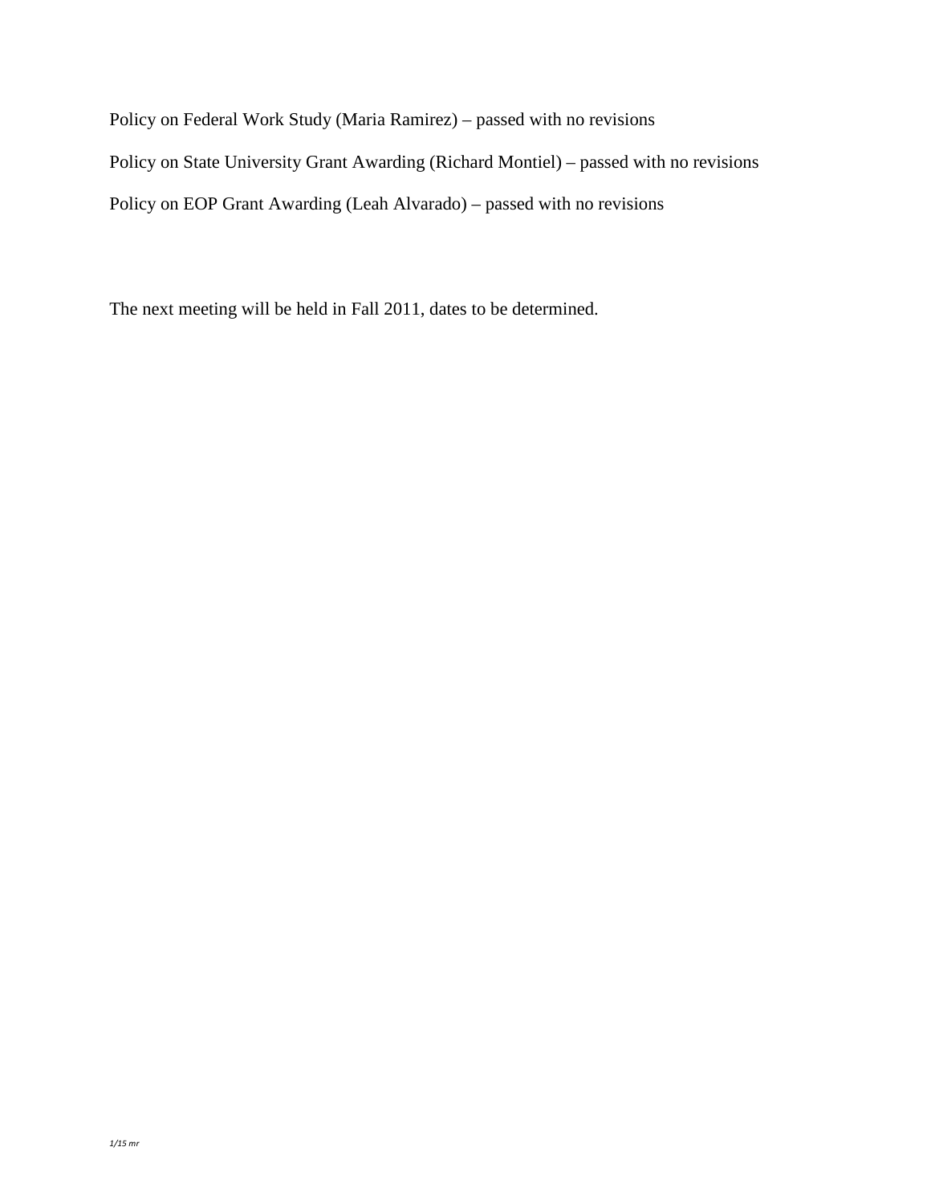Policy on Federal Work Study (Maria Ramirez) – passed with no revisions

Policy on State University Grant Awarding (Richard Montiel) – passed with no revisions

Policy on EOP Grant Awarding (Leah Alvarado) – passed with no revisions

The next meeting will be held in Fall 2011, dates to be determined.